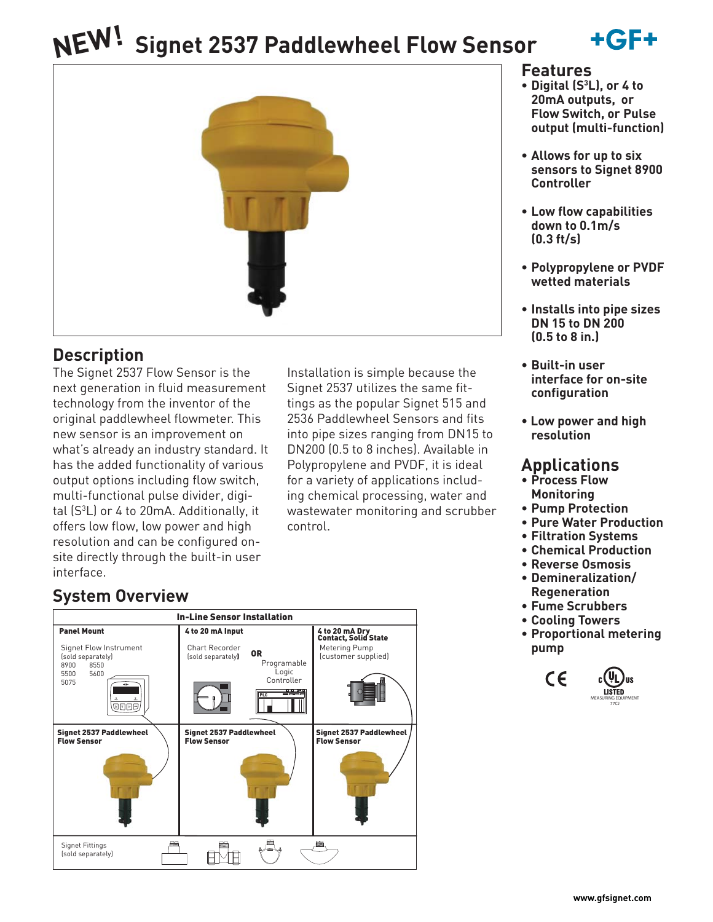# NEW! Signet 2537 Paddlewheel Flow Sensor

+GF+

## Description

The Signet 2537 Flow Sensor is the next generation in fluid measurement technology from the inventor of the original paddlewheel flowmeter. This new sensor is an improvement on what's already an industry standard. It has the added functionality of various output options including flow switch, multi-functional pulse divider, digital ($S^3L$) or 4 to 20mA. Additionally, it offers low flow, low power and high resolution and can be configured on-site directly through the built-in user interface.

Installation is simple because the Signet 2537 utilizes the same fittings as the popular Signet 515 and 2536 Paddlewheel Sensors and fits into pipe sizes ranging from DN15 to DN200 (0.5 to 8 inches). Available in Polypropylene and PVDF, it is ideal for a variety of applications including chemical processing, water and wastewater monitoring and scrubber control.

## System Overview

**In-Line Sensor Installation**

| Panel Mount | 4 to 20 mA Input | 4 to 20 mA Dry Contact, Solid State |
|---|---|---|
| Signet Flow Instrument (sold separately) 8900 8550 5500 5600 5075 | Chart Recorder (sold separately) OR Programable Logic Controller | Metering Pump (customer supplied) |
| Signet 2537 Paddlewheel Flow Sensor | Signet 2537 Paddlewheel Flow Sensor | Signet 2537 Paddlewheel Flow Sensor |

Signet Fittings (sold separately)

## Features

- Digital ($S^3L$), or 4 to 20mA outputs, or Flow Switch, or Pulse output (multi-function)
- Allows for up to six sensors to Signet 8900 Controller
- Low flow capabilities down to 0.1m/s (0.3 ft/s)
- Polypropylene or PVDF wetted materials
- Installs into pipe sizes DN 15 to DN 200 (0.5 to 8 in.)
- Built-in user interface for on-site configuration
- Low power and high resolution

## Applications

- Process Flow Monitoring
- Pump Protection
- Pure Water Production
- Filtration Systems
- Chemical Production
- Reverse Osmosis
- Demineralization/ Regeneration
- Fume Scrubbers
- Cooling Towers
- Proportional metering pump

CE c UL us LISTED MEASURING EQUIPMENT 77CJ

www.gfsignet.com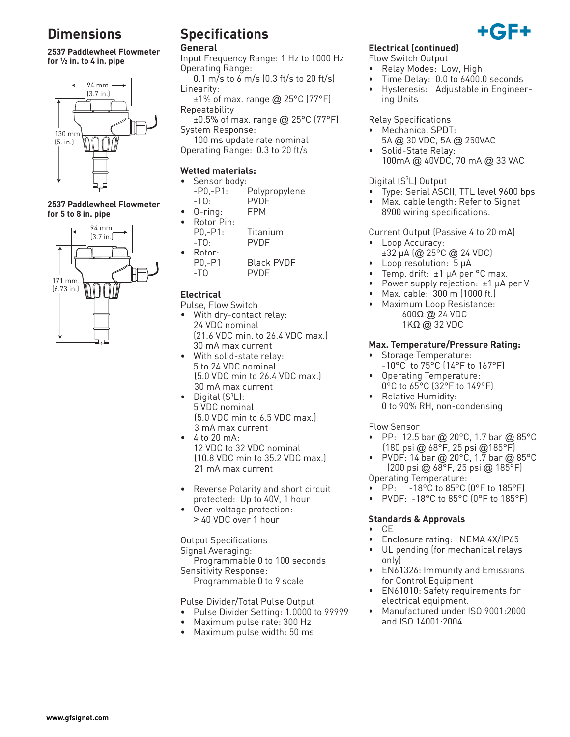## Dimensions

**2537 Paddlewheel Flowmeter for ½ in. to 4 in. pipe**

94 mm (3.7 in.)

130 mm (5. in.)

**2537 Paddlewheel Flowmeter for 5 to 8 in. pipe**

94 mm (3.7 in.)

171 mm (6.73 in.)

## Specifications

### General

Input Frequency Range: 1 Hz to 1000 Hz

Operating Range:
 0.1 m/s to 6 m/s (0.3 ft/s to 20 ft/s)

Linearity:
 ±1% of max. range @ 25°C (77°F)

Repeatability
 ±0.5% of max. range @ 25°C (77°F)

System Response:
 100 ms update rate nominal

Operating Range: 0.3 to 20 ft/s

### Wetted materials:

- Sensor body:
  - -P0,-P1: Polypropylene
  - -T0: PVDF
- O-ring: FPM
- Rotor Pin:
  - P0,-P1: Titanium
  - -T0: PVDF
- Rotor:
  - P0,-P1 Black PVDF
  - -T0 PVDF

### Electrical

Pulse, Flow Switch

- With dry-contact relay:
 24 VDC nominal
 (21.6 VDC min. to 26.4 VDC max.)
 30 mA max current
- With solid-state relay:
 5 to 24 VDC nominal
 (5.0 VDC min to 26.4 VDC max.)
 30 mA max current
- Digital (S³L):
 5 VDC nominal
 (5.0 VDC min to 6.5 VDC max.)
 3 mA max current
- 4 to 20 mA:
 12 VDC to 32 VDC nominal
 (10.8 VDC min to 35.2 VDC max.)
 21 mA max current

- Reverse Polarity and short circuit protected: Up to 40V, 1 hour
- Over-voltage protection:
 > 40 VDC over 1 hour

Output Specifications

Signal Averaging:
 Programmable 0 to 100 seconds

Sensitivity Response:
 Programmable 0 to 9 scale

Pulse Divider/Total Pulse Output

- Pulse Divider Setting: 1.0000 to 99999
- Maximum pulse rate: 300 Hz
- Maximum pulse width: 50 ms

### Electrical (continued)

Flow Switch Output

- Relay Modes: Low, High
- Time Delay: 0.0 to 6400.0 seconds
- Hysteresis: Adjustable in Engineering Units

Relay Specifications

- Mechanical SPDT:
 5A @ 30 VDC, 5A @ 250VAC
- Solid-State Relay:
 100mA @ 40VDC, 70 mA @ 33 VAC

Digital (S³L) Output

- Type: Serial ASCII, TTL level 9600 bps
- Max. cable length: Refer to Signet 8900 wiring specifications.

Current Output (Passive 4 to 20 mA)

- Loop Accuracy:
 ±32 µA (@ 25°C @ 24 VDC)
- Loop resolution: 5 µA
- Temp. drift: ±1 µA per °C max.
- Power supply rejection: ±1 µA per V
- Max. cable: 300 m (1000 ft.)
- Maximum Loop Resistance:
 600Ω @ 24 VDC
 1KΩ @ 32 VDC

### Max. Temperature/Pressure Rating:

- Storage Temperature:
 -10°C to 75°C (14°F to 167°F)
- Operating Temperature:
 0°C to 65°C (32°F to 149°F)
- Relative Humidity:
 0 to 90% RH, non-condensing

Flow Sensor

- PP: 12.5 bar @ 20°C, 1.7 bar @ 85°C (180 psi @ 68°F, 25 psi @185°F)
- PVDF: 14 bar @ 20°C, 1.7 bar @ 85°C (200 psi @ 68°F, 25 psi @ 185°F)

Operating Temperature:

- PP: -18°C to 85°C (0°F to 185°F)
- PVDF: -18°C to 85°C (0°F to 185°F)

### Standards & Approvals

- CE
- Enclosure rating: NEMA 4X/IP65
- UL pending (for mechanical relays only)
- EN61326: Immunity and Emissions for Control Equipment
- EN61010: Safety requirements for electrical equipment.
- Manufactured under ISO 9001:2000 and ISO 14001:2004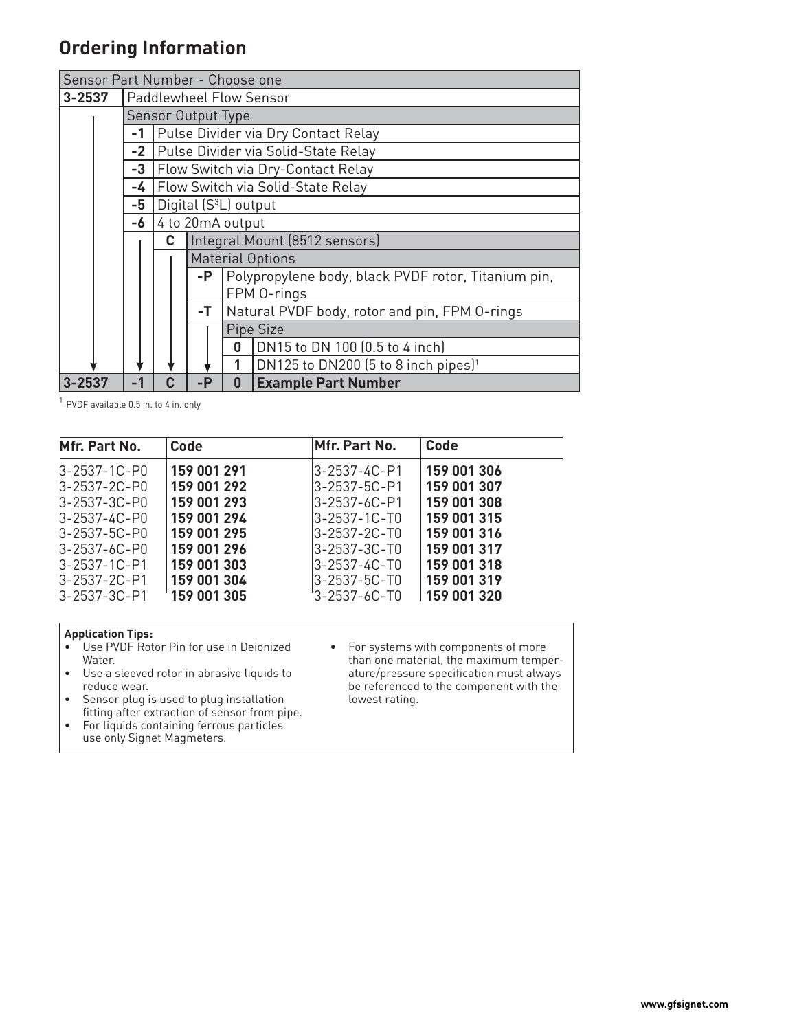## Ordering Information

| Sensor Part Number - Choose one | | | | | |
|---|---|---|---|---|---|
| **3-2537** | Paddlewheel Flow Sensor | | | | |
| | Sensor Output Type | | | | |
| | **-1** | Pulse Divider via Dry Contact Relay | | | |
| | **-2** | Pulse Divider via Solid-State Relay | | | |
| | **-3** | Flow Switch via Dry-Contact Relay | | | |
| | **-4** | Flow Switch via Solid-State Relay | | | |
| | **-5** | Digital (S$^3$L) output | | | |
| | **-6** | 4 to 20mA output | | | |
| | | **C** | Integral Mount (8512 sensors) | | |
| | | | Material Options | | |
| | | | **-P** | Polypropylene body, black PVDF rotor, Titanium pin, FPM O-rings | |
| | | | **-T** | Natural PVDF body, rotor and pin, FPM O-rings | |
| | | | | Pipe Size | |
| | | | | **0** | DN15 to DN 100 (0.5 to 4 inch) |
| | | | | **1** | DN125 to DN200 (5 to 8 inch pipes)[1] |
| **3-2537** | **-1** | **C** | **-P** | **0** | **Example Part Number** |

[1] PVDF available 0.5 in. to 4 in. only

| Mfr. Part No. | Code | Mfr. Part No. | Code |
|---|---|---|---|
| 3-2537-1C-P0 | **159 001 291** | 3-2537-4C-P1 | **159 001 306** |
| 3-2537-2C-P0 | **159 001 292** | 3-2537-5C-P1 | **159 001 307** |
| 3-2537-3C-P0 | **159 001 293** | 3-2537-6C-P1 | **159 001 308** |
| 3-2537-4C-P0 | **159 001 294** | 3-2537-1C-T0 | **159 001 315** |
| 3-2537-5C-P0 | **159 001 295** | 3-2537-2C-T0 | **159 001 316** |
| 3-2537-6C-P0 | **159 001 296** | 3-2537-3C-T0 | **159 001 317** |
| 3-2537-1C-P1 | **159 001 303** | 3-2537-4C-T0 | **159 001 318** |
| 3-2537-2C-P1 | **159 001 304** | 3-2537-5C-T0 | **159 001 319** |
| 3-2537-3C-P1 | **159 001 305** | 3-2537-6C-T0 | **159 001 320** |

**Application Tips:**

- Use PVDF Rotor Pin for use in Deionized Water.
- Use a sleeved rotor in abrasive liquids to reduce wear.
- Sensor plug is used to plug installation fitting after extraction of sensor from pipe.
- For liquids containing ferrous particles use only Signet Magmeters.
- For systems with components of more than one material, the maximum temperature/pressure specification must always be referenced to the component with the lowest rating.

www.gfsignet.com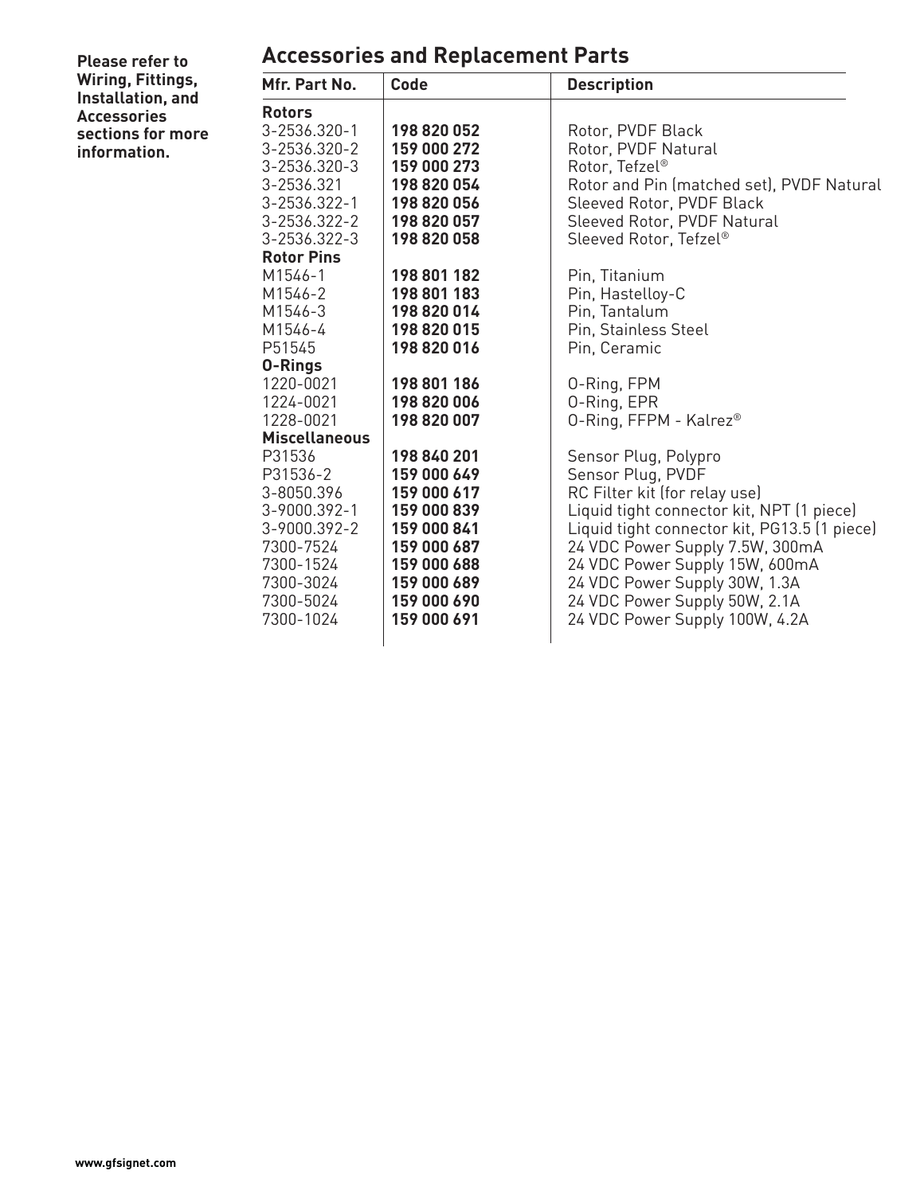**Please refer to Wiring, Fittings, Installation, and Accessories sections for more information.**

## Accessories and Replacement Parts

| Mfr. Part No. | Code | Description |
|---|---|---|
| **Rotors** | | |
| 3-2536.320-1 | **198 820 052** | Rotor, PVDF Black |
| 3-2536.320-2 | **159 000 272** | Rotor, PVDF Natural |
| 3-2536.320-3 | **159 000 273** | Rotor, Tefzel® |
| 3-2536.321 | **198 820 054** | Rotor and Pin (matched set), PVDF Natural |
| 3-2536.322-1 | **198 820 056** | Sleeved Rotor, PVDF Black |
| 3-2536.322-2 | **198 820 057** | Sleeved Rotor, PVDF Natural |
| 3-2536.322-3 | **198 820 058** | Sleeved Rotor, Tefzel® |
| **Rotor Pins** | | |
| M1546-1 | **198 801 182** | Pin, Titanium |
| M1546-2 | **198 801 183** | Pin, Hastelloy-C |
| M1546-3 | **198 820 014** | Pin, Tantalum |
| M1546-4 | **198 820 015** | Pin, Stainless Steel |
| P51545 | **198 820 016** | Pin, Ceramic |
| **O-Rings** | | |
| 1220-0021 | **198 801 186** | O-Ring, FPM |
| 1224-0021 | **198 820 006** | O-Ring, EPR |
| 1228-0021 | **198 820 007** | O-Ring, FFPM - Kalrez® |
| **Miscellaneous** | | |
| P31536 | **198 840 201** | Sensor Plug, Polypro |
| P31536-2 | **159 000 649** | Sensor Plug, PVDF |
| 3-8050.396 | **159 000 617** | RC Filter kit (for relay use) |
| 3-9000.392-1 | **159 000 839** | Liquid tight connector kit, NPT (1 piece) |
| 3-9000.392-2 | **159 000 841** | Liquid tight connector kit, PG13.5 (1 piece) |
| 7300-7524 | **159 000 687** | 24 VDC Power Supply 7.5W, 300mA |
| 7300-1524 | **159 000 688** | 24 VDC Power Supply 15W, 600mA |
| 7300-3024 | **159 000 689** | 24 VDC Power Supply 30W, 1.3A |
| 7300-5024 | **159 000 690** | 24 VDC Power Supply 50W, 2.1A |
| 7300-1024 | **159 000 691** | 24 VDC Power Supply 100W, 4.2A |

**www.gfsignet.com**